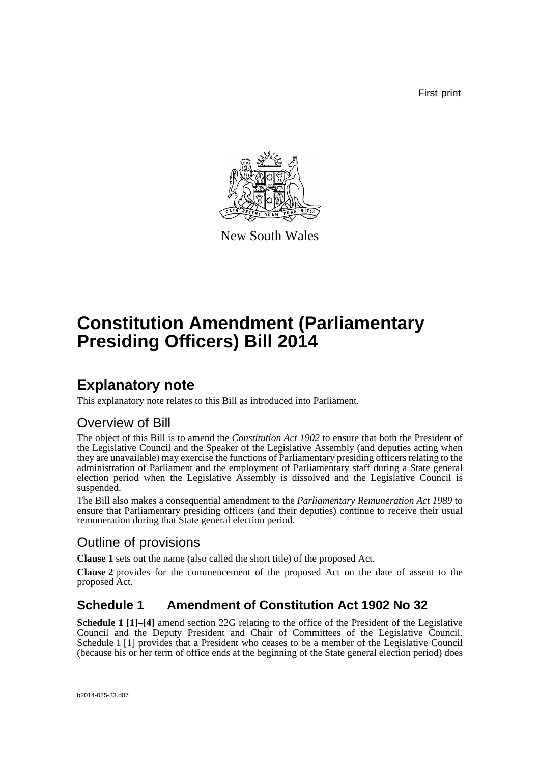First print

New South Wales

# Constitution Amendment (Parliamentary Presiding Officers) Bill 2014

## Explanatory note

This explanatory note relates to this Bill as introduced into Parliament.

### Overview of Bill

The object of this Bill is to amend the *Constitution Act 1902* to ensure that both the President of the Legislative Council and the Speaker of the Legislative Assembly (and deputies acting when they are unavailable) may exercise the functions of Parliamentary presiding officers relating to the administration of Parliament and the employment of Parliamentary staff during a State general election period when the Legislative Assembly is dissolved and the Legislative Council is suspended.

The Bill also makes a consequential amendment to the *Parliamentary Remuneration Act 1989* to ensure that Parliamentary presiding officers (and their deputies) continue to receive their usual remuneration during that State general election period.

### Outline of provisions

**Clause 1** sets out the name (also called the short title) of the proposed Act.

**Clause 2** provides for the commencement of the proposed Act on the date of assent to the proposed Act.

### Schedule 1 Amendment of Constitution Act 1902 No 32

**Schedule 1 [1]–[4]** amend section 22G relating to the office of the President of the Legislative Council and the Deputy President and Chair of Committees of the Legislative Council. Schedule 1 [1] provides that a President who ceases to be a member of the Legislative Council (because his or her term of office ends at the beginning of the State general election period) does

b2014-025-33.d07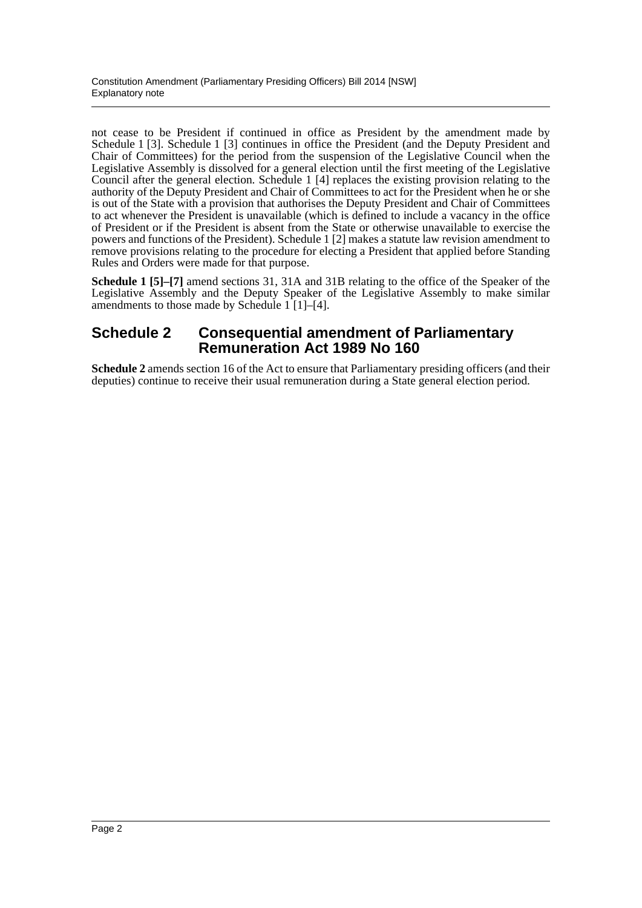not cease to be President if continued in office as President by the amendment made by Schedule 1 [3]. Schedule 1 [3] continues in office the President (and the Deputy President and Chair of Committees) for the period from the suspension of the Legislative Council when the Legislative Assembly is dissolved for a general election until the first meeting of the Legislative Council after the general election. Schedule 1 [4] replaces the existing provision relating to the authority of the Deputy President and Chair of Committees to act for the President when he or she is out of the State with a provision that authorises the Deputy President and Chair of Committees to act whenever the President is unavailable (which is defined to include a vacancy in the office of President or if the President is absent from the State or otherwise unavailable to exercise the powers and functions of the President). Schedule 1 [2] makes a statute law revision amendment to remove provisions relating to the procedure for electing a President that applied before Standing Rules and Orders were made for that purpose.

**Schedule 1 [5]–[7]** amend sections 31, 31A and 31B relating to the office of the Speaker of the Legislative Assembly and the Deputy Speaker of the Legislative Assembly to make similar amendments to those made by Schedule 1 [1]–[4].

## Schedule 2 Consequential amendment of Parliamentary Remuneration Act 1989 No 160

**Schedule 2** amends section 16 of the Act to ensure that Parliamentary presiding officers (and their deputies) continue to receive their usual remuneration during a State general election period.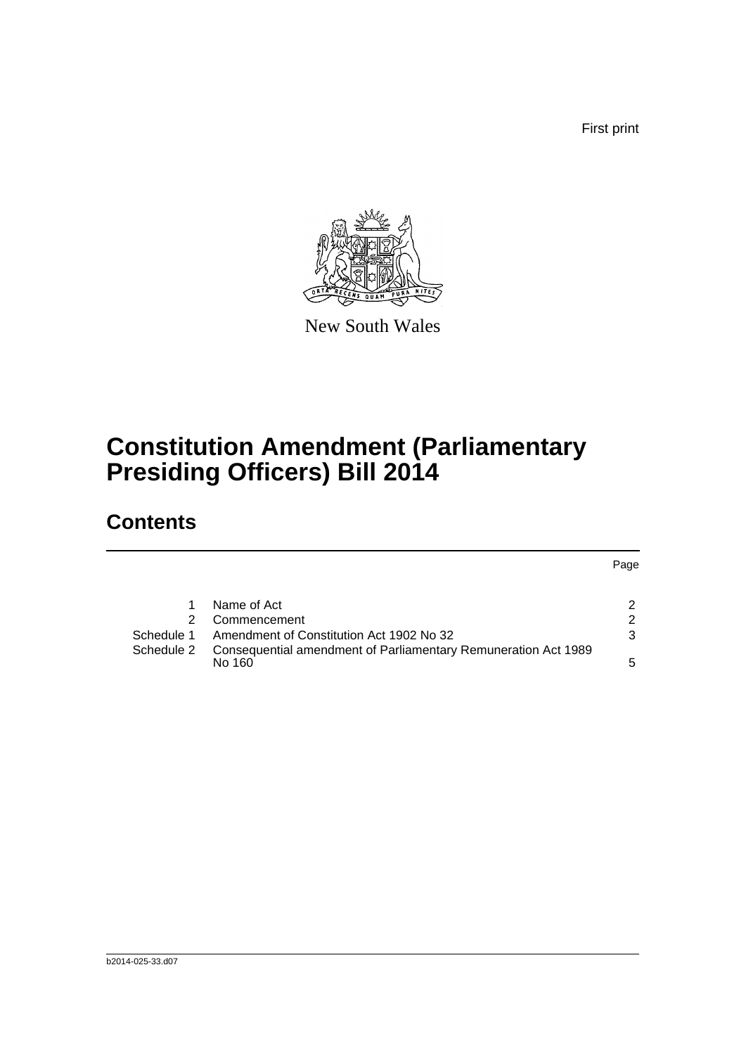First print

New South Wales

# Constitution Amendment (Parliamentary Presiding Officers) Bill 2014

## Contents

| | | Page |
|---|---|---|
| 1 | Name of Act | 2 |
| 2 | Commencement | 2 |
| Schedule 1 | Amendment of Constitution Act 1902 No 32 | 3 |
| Schedule 2 | Consequential amendment of Parliamentary Remuneration Act 1989 No 160 | 5 |

b2014-025-33.d07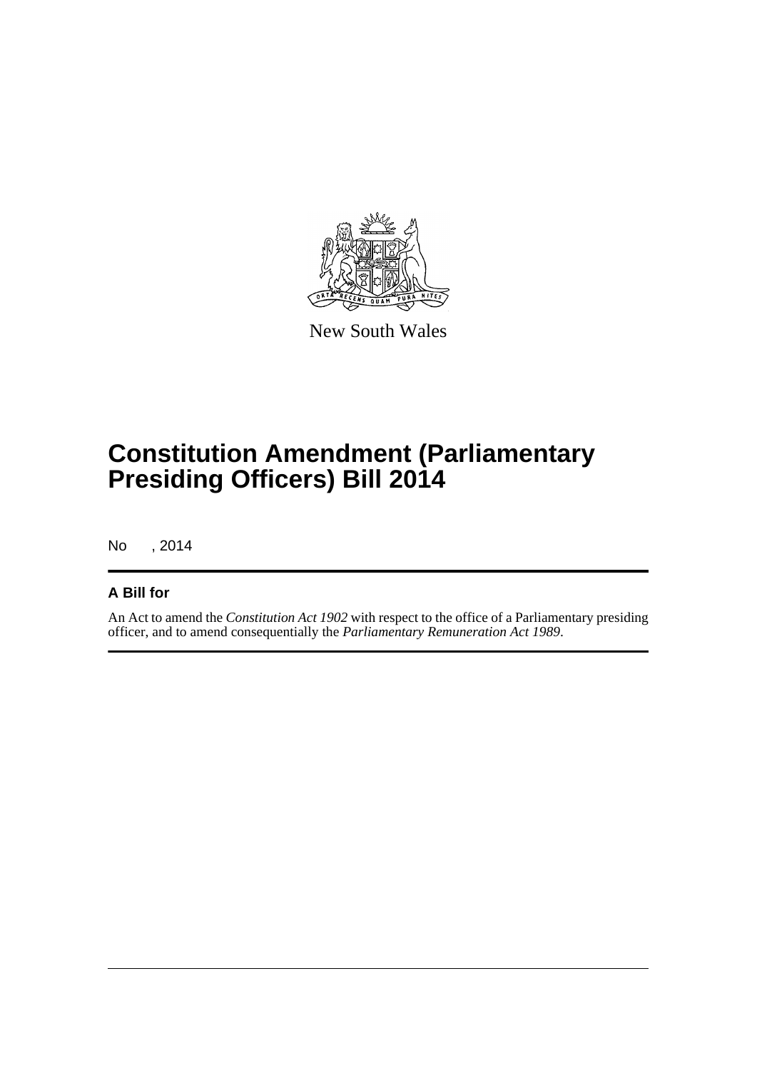New South Wales

# Constitution Amendment (Parliamentary Presiding Officers) Bill 2014

No , 2014

## A Bill for

An Act to amend the *Constitution Act 1902* with respect to the office of a Parliamentary presiding officer, and to amend consequentially the *Parliamentary Remuneration Act 1989*.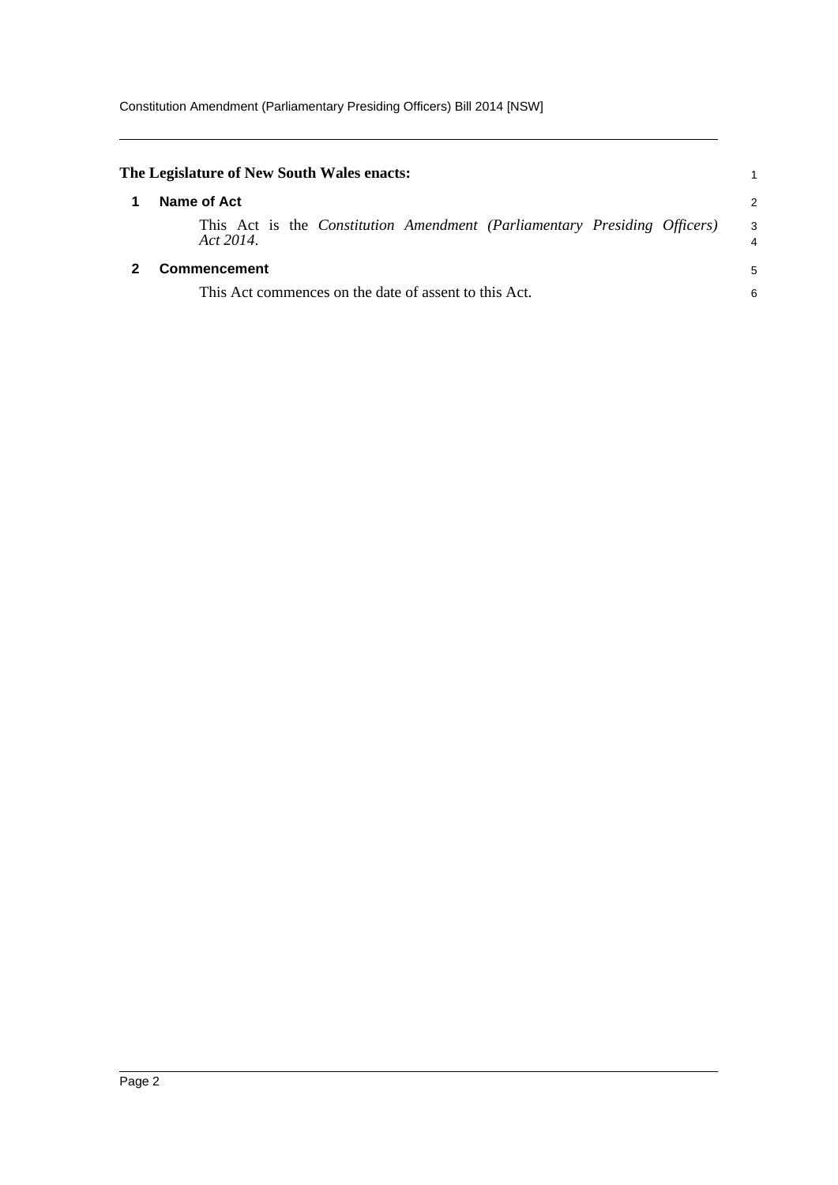**The Legislature of New South Wales enacts:**

## 1 Name of Act

This Act is the *Constitution Amendment (Parliamentary Presiding Officers) Act 2014*.

## 2 Commencement

This Act commences on the date of assent to this Act.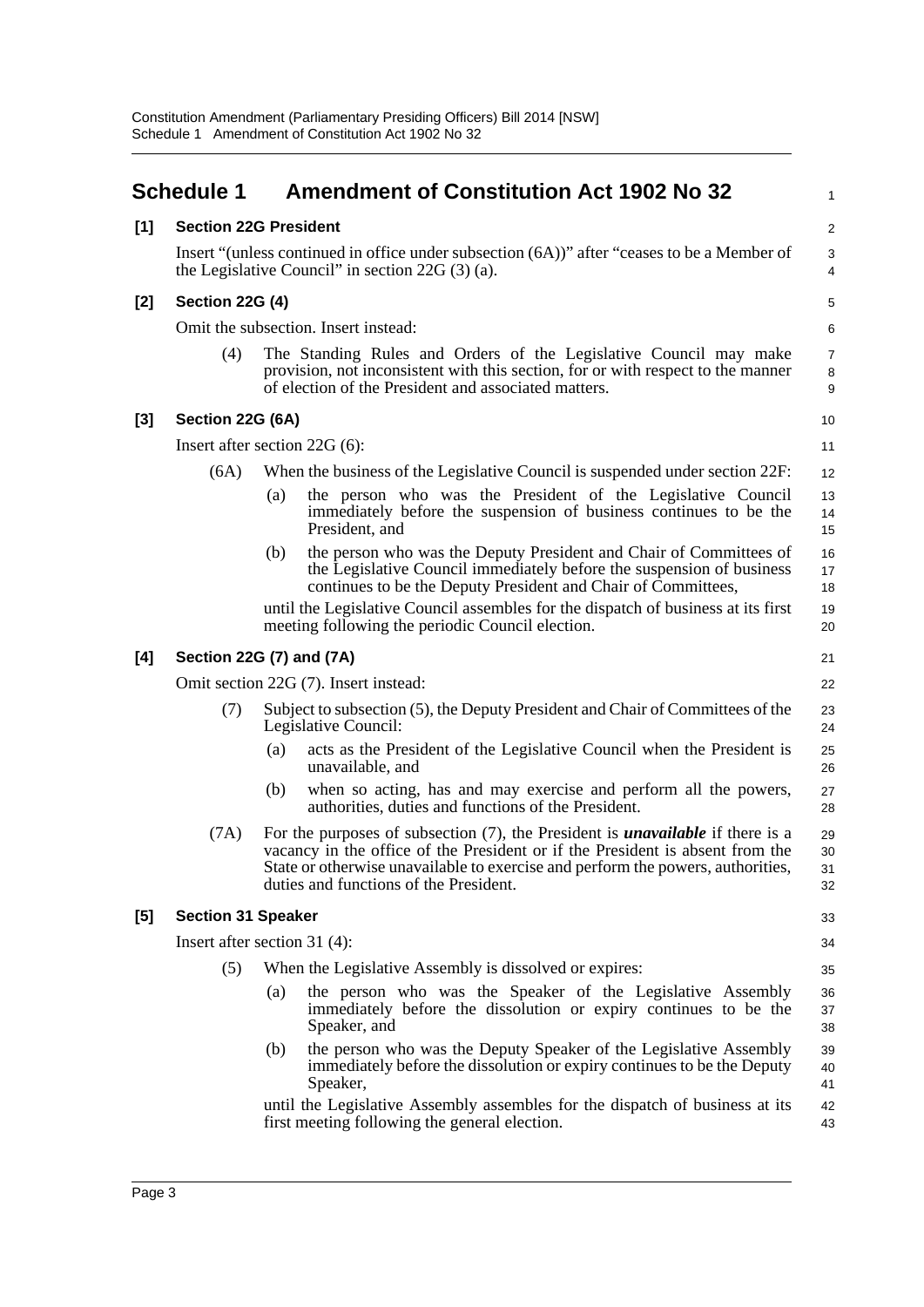# Schedule 1 Amendment of Constitution Act 1902 No 32

**[1] Section 22G President**

Insert "(unless continued in office under subsection (6A))" after "ceases to be a Member of the Legislative Council" in section 22G (3) (a).

**[2] Section 22G (4)**

Omit the subsection. Insert instead:

(4) The Standing Rules and Orders of the Legislative Council may make provision, not inconsistent with this section, for or with respect to the manner of election of the President and associated matters.

**[3] Section 22G (6A)**

Insert after section 22G (6):

(6A) When the business of the Legislative Council is suspended under section 22F:

(a) the person who was the President of the Legislative Council immediately before the suspension of business continues to be the President, and

(b) the person who was the Deputy President and Chair of Committees of the Legislative Council immediately before the suspension of business continues to be the Deputy President and Chair of Committees,

until the Legislative Council assembles for the dispatch of business at its first meeting following the periodic Council election.

**[4] Section 22G (7) and (7A)**

Omit section 22G (7). Insert instead:

(7) Subject to subsection (5), the Deputy President and Chair of Committees of the Legislative Council:

(a) acts as the President of the Legislative Council when the President is unavailable, and

(b) when so acting, has and may exercise and perform all the powers, authorities, duties and functions of the President.

(7A) For the purposes of subsection (7), the President is ***unavailable*** if there is a vacancy in the office of the President or if the President is absent from the State or otherwise unavailable to exercise and perform the powers, authorities, duties and functions of the President.

**[5] Section 31 Speaker**

Insert after section 31 (4):

(5) When the Legislative Assembly is dissolved or expires:

(a) the person who was the Speaker of the Legislative Assembly immediately before the dissolution or expiry continues to be the Speaker, and

(b) the person who was the Deputy Speaker of the Legislative Assembly immediately before the dissolution or expiry continues to be the Deputy Speaker,

until the Legislative Assembly assembles for the dispatch of business at its first meeting following the general election.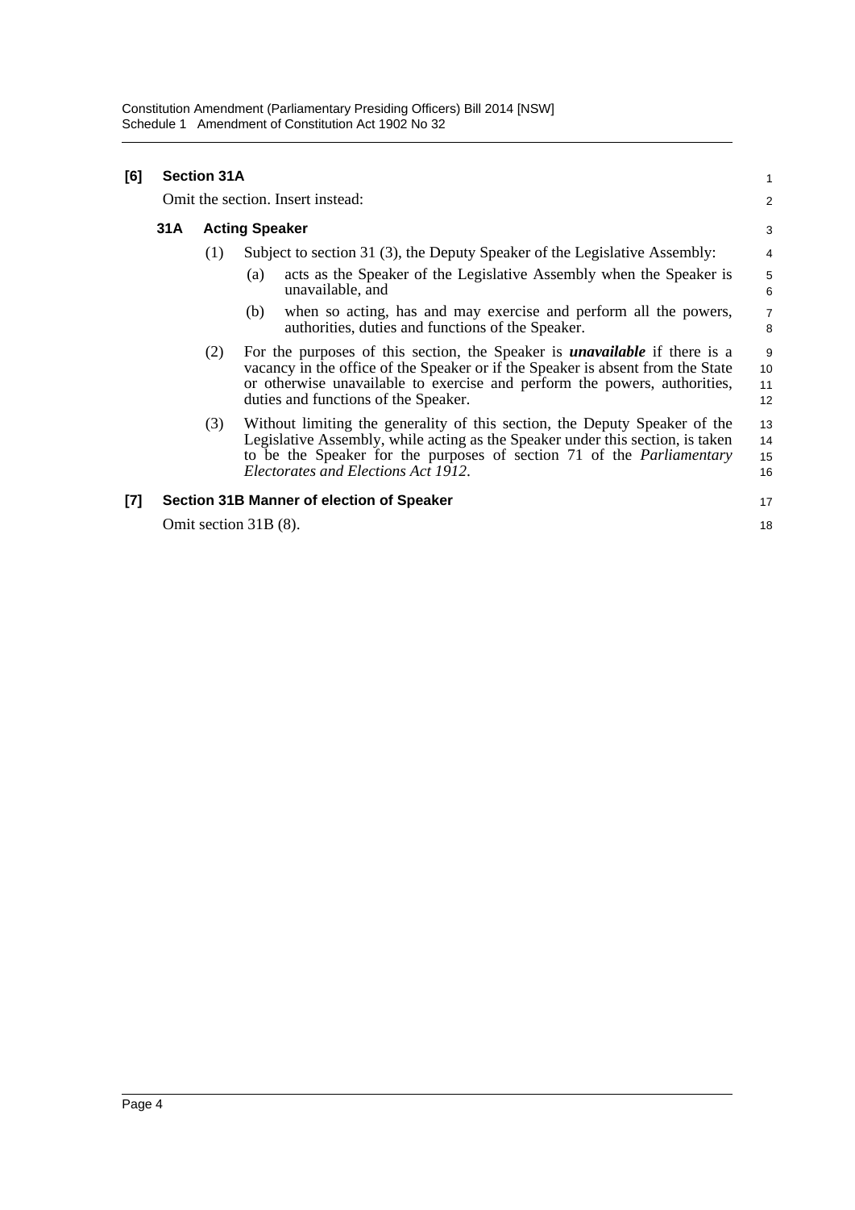**[6] Section 31A**

Omit the section. Insert instead:

**31A Acting Speaker**

(1) Subject to section 31 (3), the Deputy Speaker of the Legislative Assembly:

(a) acts as the Speaker of the Legislative Assembly when the Speaker is unavailable, and

(b) when so acting, has and may exercise and perform all the powers, authorities, duties and functions of the Speaker.

(2) For the purposes of this section, the Speaker is ***unavailable*** if there is a vacancy in the office of the Speaker or if the Speaker is absent from the State or otherwise unavailable to exercise and perform the powers, authorities, duties and functions of the Speaker.

(3) Without limiting the generality of this section, the Deputy Speaker of the Legislative Assembly, while acting as the Speaker under this section, is taken to be the Speaker for the purposes of section 71 of the *Parliamentary Electorates and Elections Act 1912*.

**[7] Section 31B Manner of election of Speaker**

Omit section 31B (8).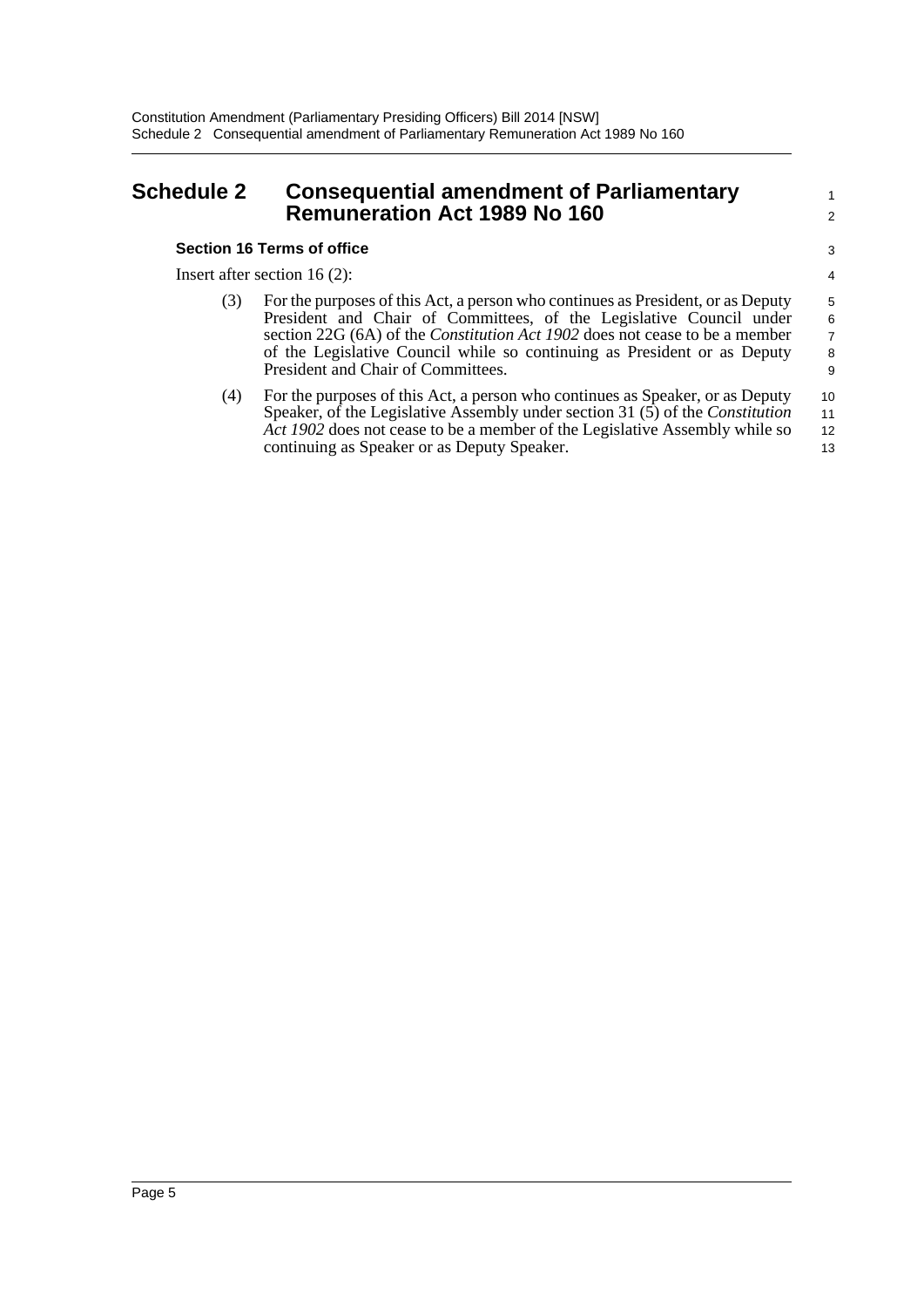# Schedule 2 Consequential amendment of Parliamentary Remuneration Act 1989 No 160

### Section 16 Terms of office

Insert after section 16 (2):

(3) For the purposes of this Act, a person who continues as President, or as Deputy President and Chair of Committees, of the Legislative Council under section 22G (6A) of the *Constitution Act 1902* does not cease to be a member of the Legislative Council while so continuing as President or as Deputy President and Chair of Committees.

(4) For the purposes of this Act, a person who continues as Speaker, or as Deputy Speaker, of the Legislative Assembly under section 31 (5) of the *Constitution Act 1902* does not cease to be a member of the Legislative Assembly while so continuing as Speaker or as Deputy Speaker.